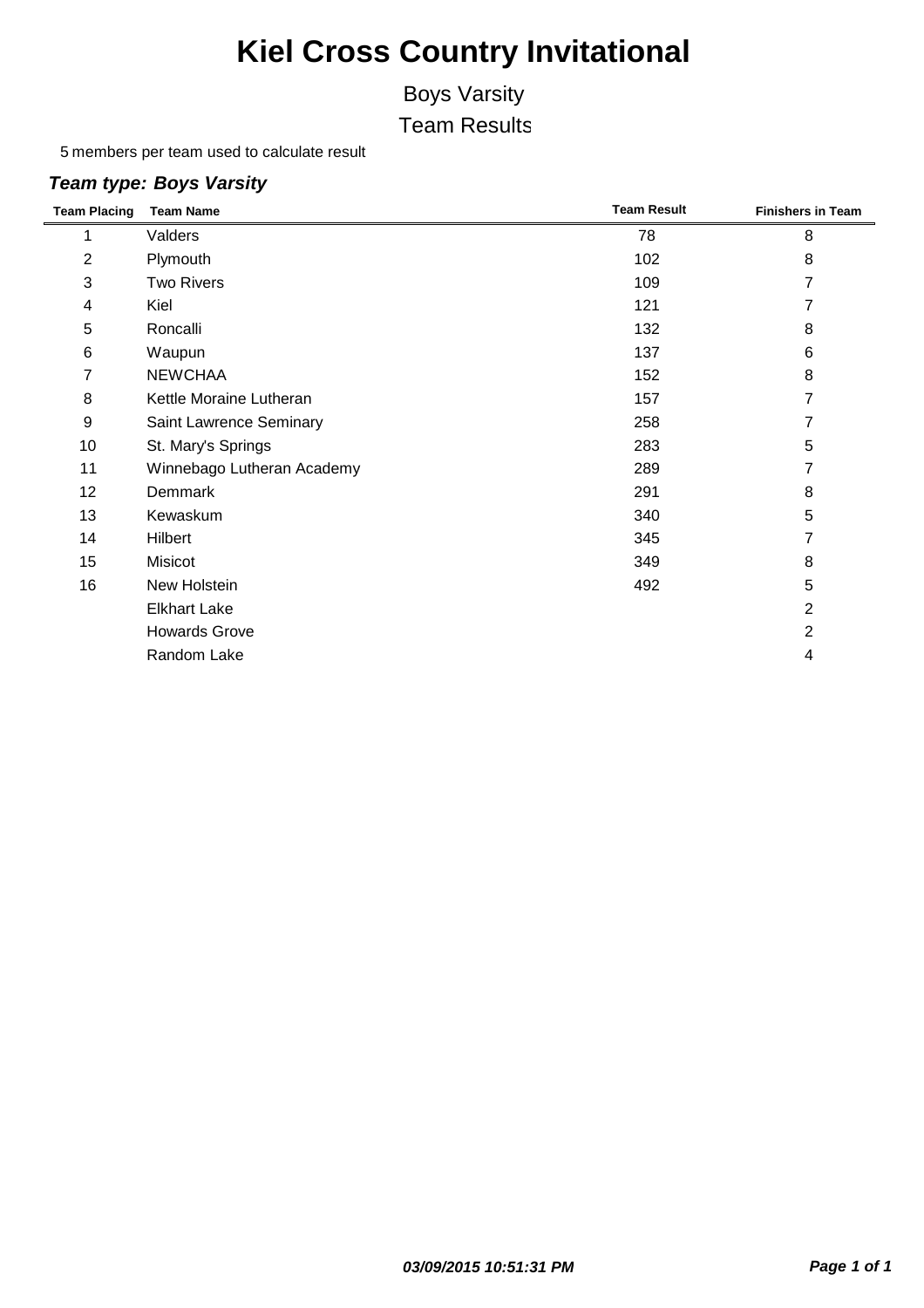# Kiel Cross Country Invitational

## Boys Varsity

## Team Results

5 members per team used to calculate result

### *Team type: Boys Varsity*

| Team Placing | Team Name | Team Result | Finishers in Team |
|---|---|---|---|
| 1 | Valders | 78 | 8 |
| 2 | Plymouth | 102 | 8 |
| 3 | Two Rivers | 109 | 7 |
| 4 | Kiel | 121 | 7 |
| 5 | Roncalli | 132 | 8 |
| 6 | Waupun | 137 | 6 |
| 7 | NEWCHAA | 152 | 8 |
| 8 | Kettle Moraine Lutheran | 157 | 7 |
| 9 | Saint Lawrence Seminary | 258 | 7 |
| 10 | St. Mary's Springs | 283 | 5 |
| 11 | Winnebago Lutheran Academy | 289 | 7 |
| 12 | Demmark | 291 | 8 |
| 13 | Kewaskum | 340 | 5 |
| 14 | Hilbert | 345 | 7 |
| 15 | Misicot | 349 | 8 |
| 16 | New Holstein | 492 | 5 |
| | Elkhart Lake | | 2 |
| | Howards Grove | | 2 |
| | Random Lake | | 4 |

*03/09/2015 10:51:31 PM*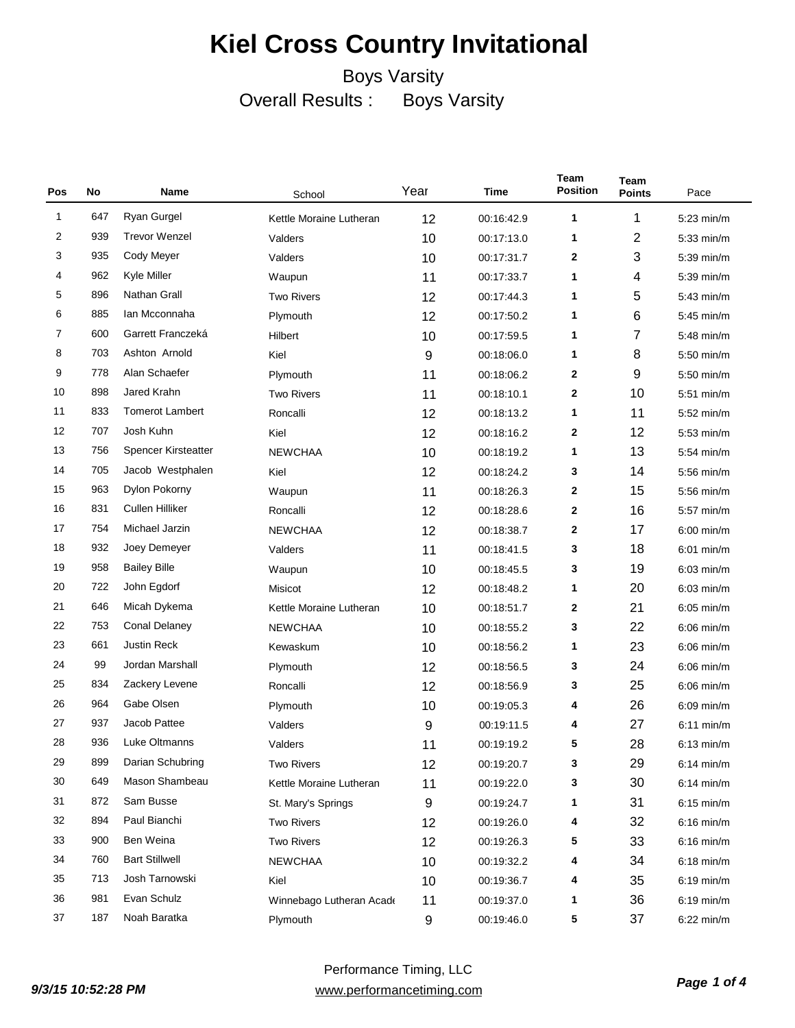# Kiel Cross Country Invitational

Boys Varsity

Overall Results : Boys Varsity

| Pos | No | Name | School | Year | Time | Team Position | Team Points | Pace |
|---|---|---|---|---|---|---|---|---|
| 1 | 647 | Ryan Gurgel | Kettle Moraine Lutheran | 12 | 00:16:42.9 | 1 | 1 | 5:23 min/m |
| 2 | 939 | Trevor Wenzel | Valders | 10 | 00:17:13.0 | 1 | 2 | 5:33 min/m |
| 3 | 935 | Cody Meyer | Valders | 10 | 00:17:31.7 | 2 | 3 | 5:39 min/m |
| 4 | 962 | Kyle Miller | Waupun | 11 | 00:17:33.7 | 1 | 4 | 5:39 min/m |
| 5 | 896 | Nathan Grall | Two Rivers | 12 | 00:17:44.3 | 1 | 5 | 5:43 min/m |
| 6 | 885 | Ian Mcconnaha | Plymouth | 12 | 00:17:50.2 | 1 | 6 | 5:45 min/m |
| 7 | 600 | Garrett Franczeká | Hilbert | 10 | 00:17:59.5 | 1 | 7 | 5:48 min/m |
| 8 | 703 | Ashton Arnold | Kiel | 9 | 00:18:06.0 | 1 | 8 | 5:50 min/m |
| 9 | 778 | Alan Schaefer | Plymouth | 11 | 00:18:06.2 | 2 | 9 | 5:50 min/m |
| 10 | 898 | Jared Krahn | Two Rivers | 11 | 00:18:10.1 | 2 | 10 | 5:51 min/m |
| 11 | 833 | Tomerot Lambert | Roncalli | 12 | 00:18:13.2 | 1 | 11 | 5:52 min/m |
| 12 | 707 | Josh Kuhn | Kiel | 12 | 00:18:16.2 | 2 | 12 | 5:53 min/m |
| 13 | 756 | Spencer Kirsteatter | NEWCHAA | 10 | 00:18:19.2 | 1 | 13 | 5:54 min/m |
| 14 | 705 | Jacob Westphalen | Kiel | 12 | 00:18:24.2 | 3 | 14 | 5:56 min/m |
| 15 | 963 | Dylon Pokorny | Waupun | 11 | 00:18:26.3 | 2 | 15 | 5:56 min/m |
| 16 | 831 | Cullen Hilliker | Roncalli | 12 | 00:18:28.6 | 2 | 16 | 5:57 min/m |
| 17 | 754 | Michael Jarzin | NEWCHAA | 12 | 00:18:38.7 | 2 | 17 | 6:00 min/m |
| 18 | 932 | Joey Demeyer | Valders | 11 | 00:18:41.5 | 3 | 18 | 6:01 min/m |
| 19 | 958 | Bailey Bille | Waupun | 10 | 00:18:45.5 | 3 | 19 | 6:03 min/m |
| 20 | 722 | John Egdorf | Misicot | 12 | 00:18:48.2 | 1 | 20 | 6:03 min/m |
| 21 | 646 | Micah Dykema | Kettle Moraine Lutheran | 10 | 00:18:51.7 | 2 | 21 | 6:05 min/m |
| 22 | 753 | Conal Delaney | NEWCHAA | 10 | 00:18:55.2 | 3 | 22 | 6:06 min/m |
| 23 | 661 | Justin Reck | Kewaskum | 10 | 00:18:56.2 | 1 | 23 | 6:06 min/m |
| 24 | 99 | Jordan Marshall | Plymouth | 12 | 00:18:56.5 | 3 | 24 | 6:06 min/m |
| 25 | 834 | Zackery Levene | Roncalli | 12 | 00:18:56.9 | 3 | 25 | 6:06 min/m |
| 26 | 964 | Gabe Olsen | Plymouth | 10 | 00:19:05.3 | 4 | 26 | 6:09 min/m |
| 27 | 937 | Jacob Pattee | Valders | 9 | 00:19:11.5 | 4 | 27 | 6:11 min/m |
| 28 | 936 | Luke Oltmanns | Valders | 11 | 00:19:19.2 | 5 | 28 | 6:13 min/m |
| 29 | 899 | Darian Schubring | Two Rivers | 12 | 00:19:20.7 | 3 | 29 | 6:14 min/m |
| 30 | 649 | Mason Shambeau | Kettle Moraine Lutheran | 11 | 00:19:22.0 | 3 | 30 | 6:14 min/m |
| 31 | 872 | Sam Busse | St. Mary's Springs | 9 | 00:19:24.7 | 1 | 31 | 6:15 min/m |
| 32 | 894 | Paul Bianchi | Two Rivers | 12 | 00:19:26.0 | 4 | 32 | 6:16 min/m |
| 33 | 900 | Ben Weina | Two Rivers | 12 | 00:19:26.3 | 5 | 33 | 6:16 min/m |
| 34 | 760 | Bart Stillwell | NEWCHAA | 10 | 00:19:32.2 | 4 | 34 | 6:18 min/m |
| 35 | 713 | Josh Tarnowski | Kiel | 10 | 00:19:36.7 | 4 | 35 | 6:19 min/m |
| 36 | 981 | Evan Schulz | Winnebago Lutheran Acade | 11 | 00:19:37.0 | 1 | 36 | 6:19 min/m |
| 37 | 187 | Noah Baratka | Plymouth | 9 | 00:19:46.0 | 5 | 37 | 6:22 min/m |

*9/3/15 10:52:28 PM*

Performance Timing, LLC
www.performancetiming.com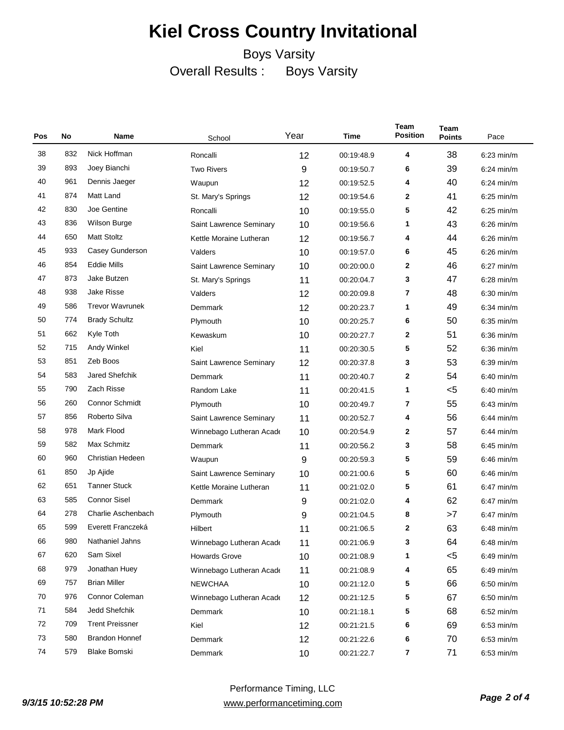# Kiel Cross Country Invitational

Boys Varsity

Overall Results : Boys Varsity

| Pos | No | Name | School | Year | Time | Team Position | Team Points | Pace |
|---|---|---|---|---|---|---|---|---|
| 38 | 832 | Nick Hoffman | Roncalli | 12 | 00:19:48.9 | 4 | 38 | 6:23 min/m |
| 39 | 893 | Joey Bianchi | Two Rivers | 9 | 00:19:50.7 | 6 | 39 | 6:24 min/m |
| 40 | 961 | Dennis Jaeger | Waupun | 12 | 00:19:52.5 | 4 | 40 | 6:24 min/m |
| 41 | 874 | Matt Land | St. Mary's Springs | 12 | 00:19:54.6 | 2 | 41 | 6:25 min/m |
| 42 | 830 | Joe Gentine | Roncalli | 10 | 00:19:55.0 | 5 | 42 | 6:25 min/m |
| 43 | 836 | Wilson Burge | Saint Lawrence Seminary | 10 | 00:19:56.6 | 1 | 43 | 6:26 min/m |
| 44 | 650 | Matt Stoltz | Kettle Moraine Lutheran | 12 | 00:19:56.7 | 4 | 44 | 6:26 min/m |
| 45 | 933 | Casey Gunderson | Valders | 10 | 00:19:57.0 | 6 | 45 | 6:26 min/m |
| 46 | 854 | Eddie Mills | Saint Lawrence Seminary | 10 | 00:20:00.0 | 2 | 46 | 6:27 min/m |
| 47 | 873 | Jake Butzen | St. Mary's Springs | 11 | 00:20:04.7 | 3 | 47 | 6:28 min/m |
| 48 | 938 | Jake Risse | Valders | 12 | 00:20:09.8 | 7 | 48 | 6:30 min/m |
| 49 | 586 | Trevor Wavrunek | Demmark | 12 | 00:20:23.7 | 1 | 49 | 6:34 min/m |
| 50 | 774 | Brady Schultz | Plymouth | 10 | 00:20:25.7 | 6 | 50 | 6:35 min/m |
| 51 | 662 | Kyle Toth | Kewaskum | 10 | 00:20:27.7 | 2 | 51 | 6:36 min/m |
| 52 | 715 | Andy Winkel | Kiel | 11 | 00:20:30.5 | 5 | 52 | 6:36 min/m |
| 53 | 851 | Zeb Boos | Saint Lawrence Seminary | 12 | 00:20:37.8 | 3 | 53 | 6:39 min/m |
| 54 | 583 | Jared Shefchik | Demmark | 11 | 00:20:40.7 | 2 | 54 | 6:40 min/m |
| 55 | 790 | Zach Risse | Random Lake | 11 | 00:20:41.5 | 1 | <5 | 6:40 min/m |
| 56 | 260 | Connor Schmidt | Plymouth | 10 | 00:20:49.7 | 7 | 55 | 6:43 min/m |
| 57 | 856 | Roberto Silva | Saint Lawrence Seminary | 11 | 00:20:52.7 | 4 | 56 | 6:44 min/m |
| 58 | 978 | Mark Flood | Winnebago Lutheran Acade | 10 | 00:20:54.9 | 2 | 57 | 6:44 min/m |
| 59 | 582 | Max Schmitz | Demmark | 11 | 00:20:56.2 | 3 | 58 | 6:45 min/m |
| 60 | 960 | Christian Hedeen | Waupun | 9 | 00:20:59.3 | 5 | 59 | 6:46 min/m |
| 61 | 850 | Jp Ajide | Saint Lawrence Seminary | 10 | 00:21:00.6 | 5 | 60 | 6:46 min/m |
| 62 | 651 | Tanner Stuck | Kettle Moraine Lutheran | 11 | 00:21:02.0 | 5 | 61 | 6:47 min/m |
| 63 | 585 | Connor Sisel | Demmark | 9 | 00:21:02.0 | 4 | 62 | 6:47 min/m |
| 64 | 278 | Charlie Aschenbach | Plymouth | 9 | 00:21:04.5 | 8 | >7 | 6:47 min/m |
| 65 | 599 | Everett Franczeká | Hilbert | 11 | 00:21:06.5 | 2 | 63 | 6:48 min/m |
| 66 | 980 | Nathaniel Jahns | Winnebago Lutheran Acade | 11 | 00:21:06.9 | 3 | 64 | 6:48 min/m |
| 67 | 620 | Sam Sixel | Howards Grove | 10 | 00:21:08.9 | 1 | <5 | 6:49 min/m |
| 68 | 979 | Jonathan Huey | Winnebago Lutheran Acade | 11 | 00:21:08.9 | 4 | 65 | 6:49 min/m |
| 69 | 757 | Brian Miller | NEWCHAA | 10 | 00:21:12.0 | 5 | 66 | 6:50 min/m |
| 70 | 976 | Connor Coleman | Winnebago Lutheran Acade | 12 | 00:21:12.5 | 5 | 67 | 6:50 min/m |
| 71 | 584 | Jedd Shefchik | Demmark | 10 | 00:21:18.1 | 5 | 68 | 6:52 min/m |
| 72 | 709 | Trent Preissner | Kiel | 12 | 00:21:21.5 | 6 | 69 | 6:53 min/m |
| 73 | 580 | Brandon Honnef | Demmark | 12 | 00:21:22.6 | 6 | 70 | 6:53 min/m |
| 74 | 579 | Blake Bomski | Demmark | 10 | 00:21:22.7 | 7 | 71 | 6:53 min/m |

*9/3/15 10:52:28 PM*

Performance Timing, LLC
www.performancetiming.com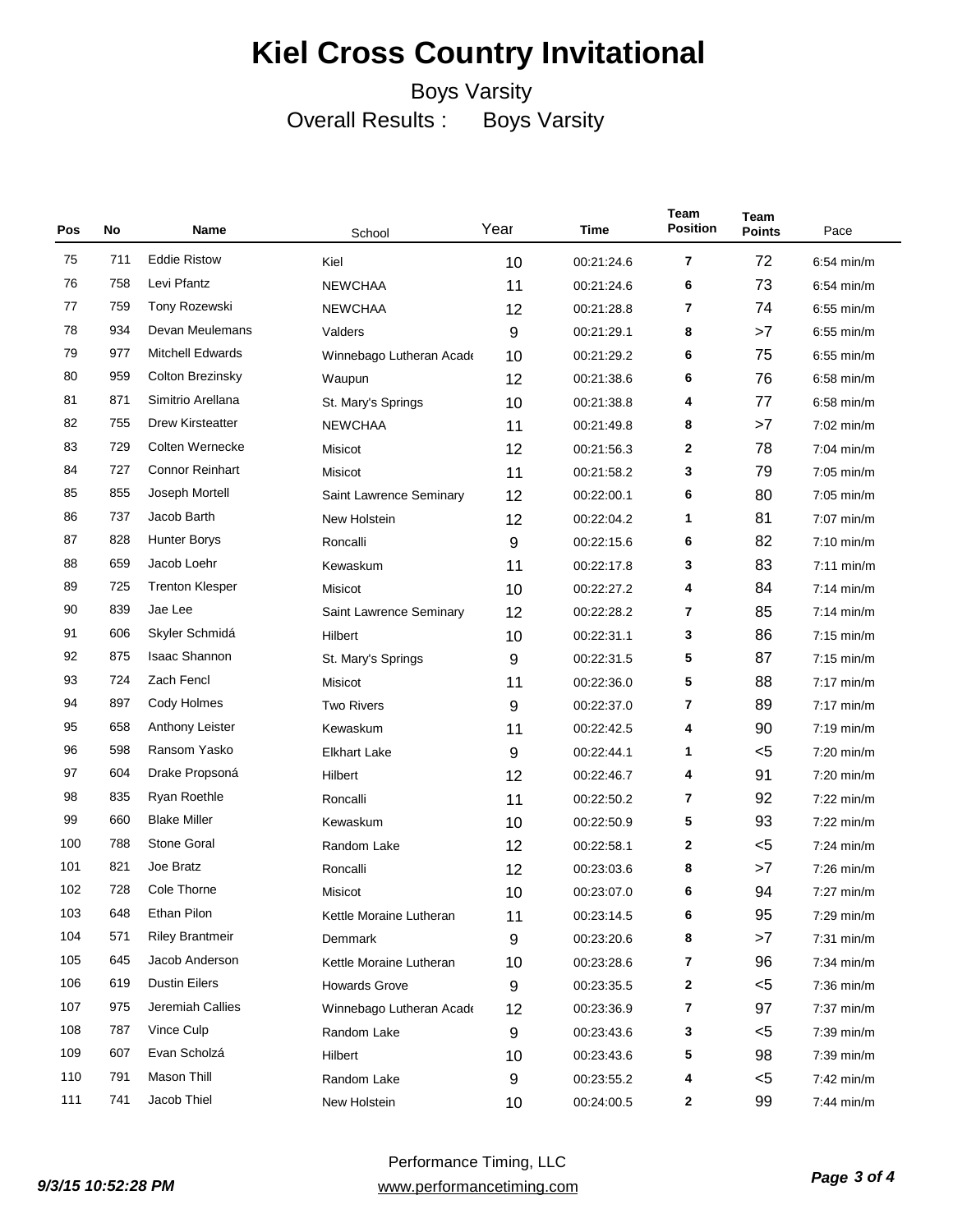# Kiel Cross Country Invitational

Boys Varsity

Overall Results : Boys Varsity

| Pos | No | Name | School | Year | Time | Team Position | Team Points | Pace |
|---|---|---|---|---|---|---|---|---|
| 75 | 711 | Eddie Ristow | Kiel | 10 | 00:21:24.6 | 7 | 72 | 6:54 min/m |
| 76 | 758 | Levi Pfantz | NEWCHAA | 11 | 00:21:24.6 | 6 | 73 | 6:54 min/m |
| 77 | 759 | Tony Rozewski | NEWCHAA | 12 | 00:21:28.8 | 7 | 74 | 6:55 min/m |
| 78 | 934 | Devan Meulemans | Valders | 9 | 00:21:29.1 | 8 | >7 | 6:55 min/m |
| 79 | 977 | Mitchell Edwards | Winnebago Lutheran Acade | 10 | 00:21:29.2 | 6 | 75 | 6:55 min/m |
| 80 | 959 | Colton Brezinsky | Waupun | 12 | 00:21:38.6 | 6 | 76 | 6:58 min/m |
| 81 | 871 | Simitrio Arellana | St. Mary's Springs | 10 | 00:21:38.8 | 4 | 77 | 6:58 min/m |
| 82 | 755 | Drew Kirsteatter | NEWCHAA | 11 | 00:21:49.8 | 8 | >7 | 7:02 min/m |
| 83 | 729 | Colten Wernecke | Misicot | 12 | 00:21:56.3 | 2 | 78 | 7:04 min/m |
| 84 | 727 | Connor Reinhart | Misicot | 11 | 00:21:58.2 | 3 | 79 | 7:05 min/m |
| 85 | 855 | Joseph Mortell | Saint Lawrence Seminary | 12 | 00:22:00.1 | 6 | 80 | 7:05 min/m |
| 86 | 737 | Jacob Barth | New Holstein | 12 | 00:22:04.2 | 1 | 81 | 7:07 min/m |
| 87 | 828 | Hunter Borys | Roncalli | 9 | 00:22:15.6 | 6 | 82 | 7:10 min/m |
| 88 | 659 | Jacob Loehr | Kewaskum | 11 | 00:22:17.8 | 3 | 83 | 7:11 min/m |
| 89 | 725 | Trenton Klesper | Misicot | 10 | 00:22:27.2 | 4 | 84 | 7:14 min/m |
| 90 | 839 | Jae Lee | Saint Lawrence Seminary | 12 | 00:22:28.2 | 7 | 85 | 7:14 min/m |
| 91 | 606 | Skyler Schmidá | Hilbert | 10 | 00:22:31.1 | 3 | 86 | 7:15 min/m |
| 92 | 875 | Isaac Shannon | St. Mary's Springs | 9 | 00:22:31.5 | 5 | 87 | 7:15 min/m |
| 93 | 724 | Zach Fencl | Misicot | 11 | 00:22:36.0 | 5 | 88 | 7:17 min/m |
| 94 | 897 | Cody Holmes | Two Rivers | 9 | 00:22:37.0 | 7 | 89 | 7:17 min/m |
| 95 | 658 | Anthony Leister | Kewaskum | 11 | 00:22:42.5 | 4 | 90 | 7:19 min/m |
| 96 | 598 | Ransom Yasko | Elkhart Lake | 9 | 00:22:44.1 | 1 | <5 | 7:20 min/m |
| 97 | 604 | Drake Propsoná | Hilbert | 12 | 00:22:46.7 | 4 | 91 | 7:20 min/m |
| 98 | 835 | Ryan Roethle | Roncalli | 11 | 00:22:50.2 | 7 | 92 | 7:22 min/m |
| 99 | 660 | Blake Miller | Kewaskum | 10 | 00:22:50.9 | 5 | 93 | 7:22 min/m |
| 100 | 788 | Stone Goral | Random Lake | 12 | 00:22:58.1 | 2 | <5 | 7:24 min/m |
| 101 | 821 | Joe Bratz | Roncalli | 12 | 00:23:03.6 | 8 | >7 | 7:26 min/m |
| 102 | 728 | Cole Thorne | Misicot | 10 | 00:23:07.0 | 6 | 94 | 7:27 min/m |
| 103 | 648 | Ethan Pilon | Kettle Moraine Lutheran | 11 | 00:23:14.5 | 6 | 95 | 7:29 min/m |
| 104 | 571 | Riley Brantmeir | Demmark | 9 | 00:23:20.6 | 8 | >7 | 7:31 min/m |
| 105 | 645 | Jacob Anderson | Kettle Moraine Lutheran | 10 | 00:23:28.6 | 7 | 96 | 7:34 min/m |
| 106 | 619 | Dustin Eilers | Howards Grove | 9 | 00:23:35.5 | 2 | <5 | 7:36 min/m |
| 107 | 975 | Jeremiah Callies | Winnebago Lutheran Acade | 12 | 00:23:36.9 | 7 | 97 | 7:37 min/m |
| 108 | 787 | Vince Culp | Random Lake | 9 | 00:23:43.6 | 3 | <5 | 7:39 min/m |
| 109 | 607 | Evan Scholzá | Hilbert | 10 | 00:23:43.6 | 5 | 98 | 7:39 min/m |
| 110 | 791 | Mason Thill | Random Lake | 9 | 00:23:55.2 | 4 | <5 | 7:42 min/m |
| 111 | 741 | Jacob Thiel | New Holstein | 10 | 00:24:00.5 | 2 | 99 | 7:44 min/m |

Performance Timing, LLC
www.performancetiming.com

*9/3/15 10:52:28 PM*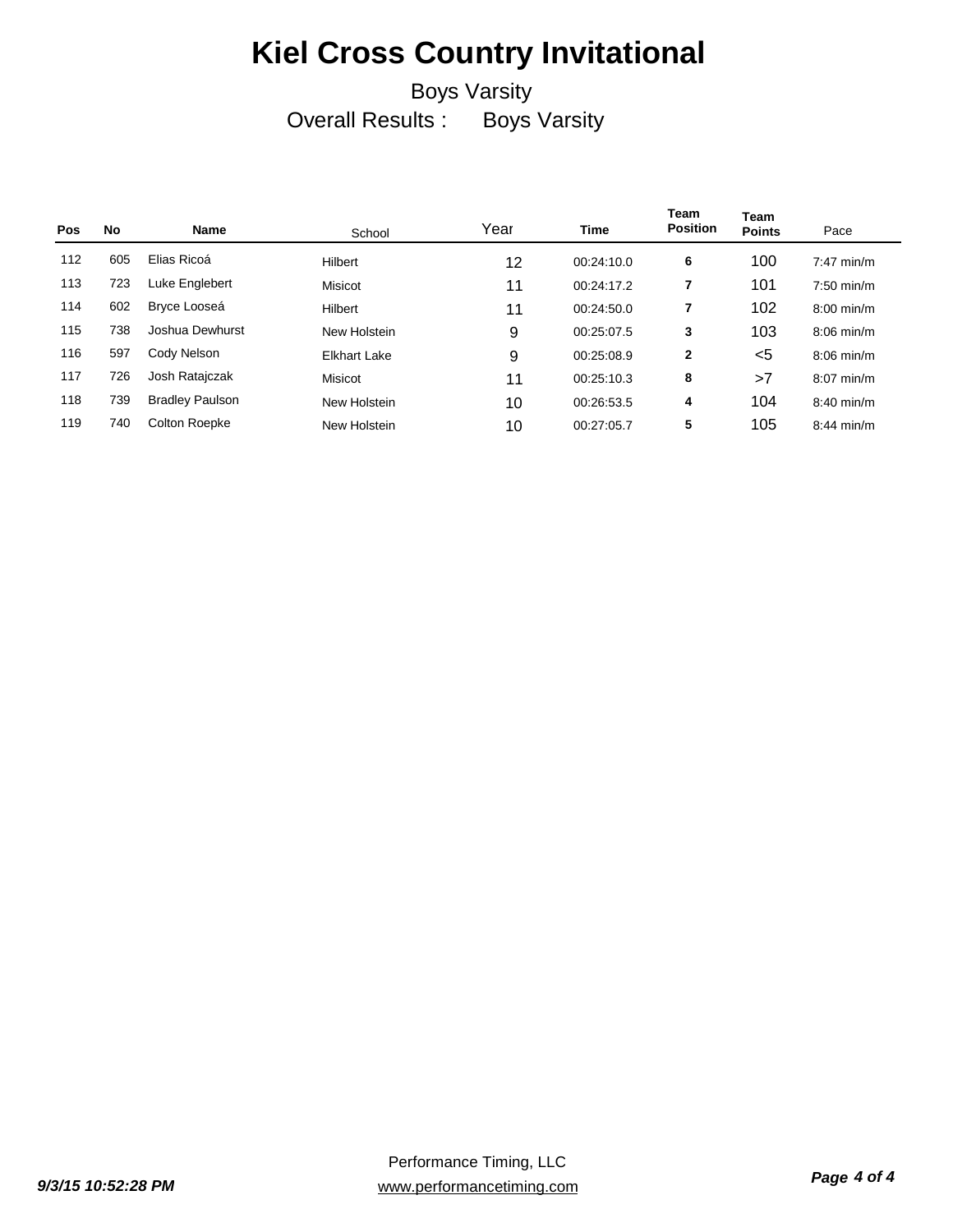# Kiel Cross Country Invitational

Boys Varsity

Overall Results : Boys Varsity

| Pos | No | Name | School | Year | Time | Team Position | Team Points | Pace |
|---|---|---|---|---|---|---|---|---|
| 112 | 605 | Elias Ricoá | Hilbert | 12 | 00:24:10.0 | 6 | 100 | 7:47 min/m |
| 113 | 723 | Luke Englebert | Misicot | 11 | 00:24:17.2 | 7 | 101 | 7:50 min/m |
| 114 | 602 | Bryce Looseá | Hilbert | 11 | 00:24:50.0 | 7 | 102 | 8:00 min/m |
| 115 | 738 | Joshua Dewhurst | New Holstein | 9 | 00:25:07.5 | 3 | 103 | 8:06 min/m |
| 116 | 597 | Cody Nelson | Elkhart Lake | 9 | 00:25:08.9 | 2 | <5 | 8:06 min/m |
| 117 | 726 | Josh Ratajczak | Misicot | 11 | 00:25:10.3 | 8 | >7 | 8:07 min/m |
| 118 | 739 | Bradley Paulson | New Holstein | 10 | 00:26:53.5 | 4 | 104 | 8:40 min/m |
| 119 | 740 | Colton Roepke | New Holstein | 10 | 00:27:05.7 | 5 | 105 | 8:44 min/m |

Performance Timing, LLC

www.performancetiming.com

*9/3/15 10:52:28 PM*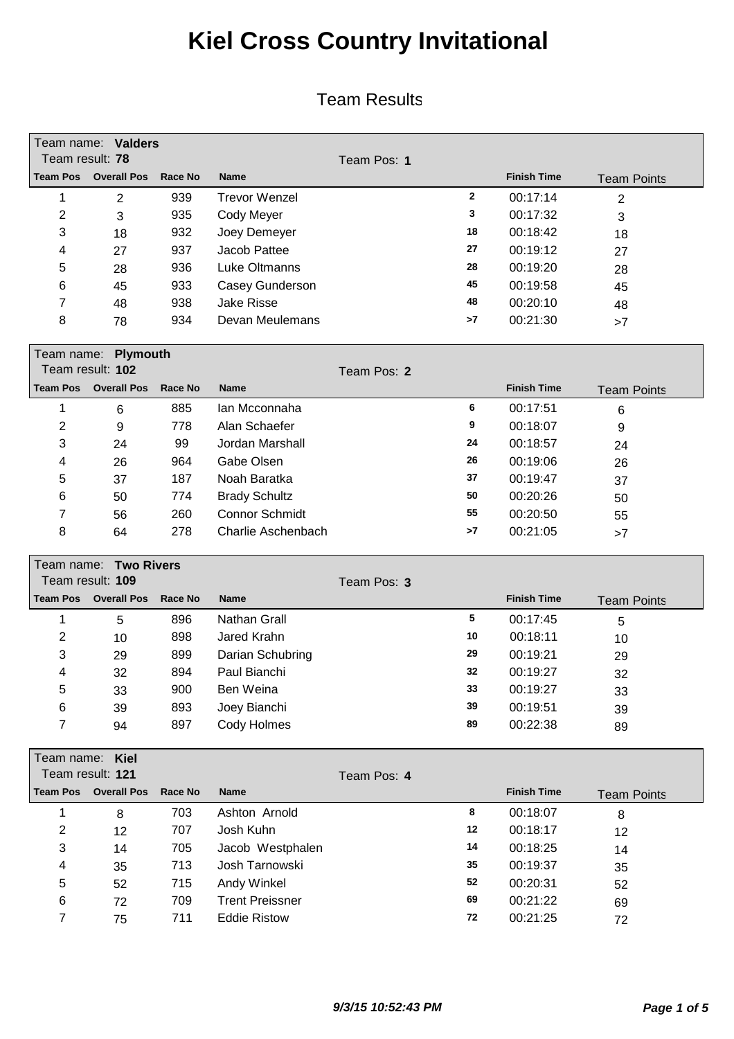# Kiel Cross Country Invitational

## Team Results

Team name: **Valders**
Team result: **78**
Team Pos: **1**

| Team Pos | Overall Pos | Race No | Name | | Finish Time | Team Points |
|---|---|---|---|---|---|---|
| 1 | 2 | 939 | Trevor Wenzel | 2 | 00:17:14 | 2 |
| 2 | 3 | 935 | Cody Meyer | 3 | 00:17:32 | 3 |
| 3 | 18 | 932 | Joey Demeyer | 18 | 00:18:42 | 18 |
| 4 | 27 | 937 | Jacob Pattee | 27 | 00:19:12 | 27 |
| 5 | 28 | 936 | Luke Oltmanns | 28 | 00:19:20 | 28 |
| 6 | 45 | 933 | Casey Gunderson | 45 | 00:19:58 | 45 |
| 7 | 48 | 938 | Jake Risse | 48 | 00:20:10 | 48 |
| 8 | 78 | 934 | Devan Meulemans | >7 | 00:21:30 | >7 |

Team name: **Plymouth**
Team result: **102**
Team Pos: **2**

| Team Pos | Overall Pos | Race No | Name | | Finish Time | Team Points |
|---|---|---|---|---|---|---|
| 1 | 6 | 885 | Ian Mcconnaha | 6 | 00:17:51 | 6 |
| 2 | 9 | 778 | Alan Schaefer | 9 | 00:18:07 | 9 |
| 3 | 24 | 99 | Jordan Marshall | 24 | 00:18:57 | 24 |
| 4 | 26 | 964 | Gabe Olsen | 26 | 00:19:06 | 26 |
| 5 | 37 | 187 | Noah Baratka | 37 | 00:19:47 | 37 |
| 6 | 50 | 774 | Brady Schultz | 50 | 00:20:26 | 50 |
| 7 | 56 | 260 | Connor Schmidt | 55 | 00:20:50 | 55 |
| 8 | 64 | 278 | Charlie Aschenbach | >7 | 00:21:05 | >7 |

Team name: **Two Rivers**
Team result: **109**
Team Pos: **3**

| Team Pos | Overall Pos | Race No | Name | | Finish Time | Team Points |
|---|---|---|---|---|---|---|
| 1 | 5 | 896 | Nathan Grall | 5 | 00:17:45 | 5 |
| 2 | 10 | 898 | Jared Krahn | 10 | 00:18:11 | 10 |
| 3 | 29 | 899 | Darian Schubring | 29 | 00:19:21 | 29 |
| 4 | 32 | 894 | Paul Bianchi | 32 | 00:19:27 | 32 |
| 5 | 33 | 900 | Ben Weina | 33 | 00:19:27 | 33 |
| 6 | 39 | 893 | Joey Bianchi | 39 | 00:19:51 | 39 |
| 7 | 94 | 897 | Cody Holmes | 89 | 00:22:38 | 89 |

Team name: **Kiel**
Team result: **121**
Team Pos: **4**

| Team Pos | Overall Pos | Race No | Name | | Finish Time | Team Points |
|---|---|---|---|---|---|---|
| 1 | 8 | 703 | Ashton Arnold | 8 | 00:18:07 | 8 |
| 2 | 12 | 707 | Josh Kuhn | 12 | 00:18:17 | 12 |
| 3 | 14 | 705 | Jacob Westphalen | 14 | 00:18:25 | 14 |
| 4 | 35 | 713 | Josh Tarnowski | 35 | 00:19:37 | 35 |
| 5 | 52 | 715 | Andy Winkel | 52 | 00:20:31 | 52 |
| 6 | 72 | 709 | Trent Preissner | 69 | 00:21:22 | 69 |
| 7 | 75 | 711 | Eddie Ristow | 72 | 00:21:25 | 72 |

*9/3/15 10:52:43 PM*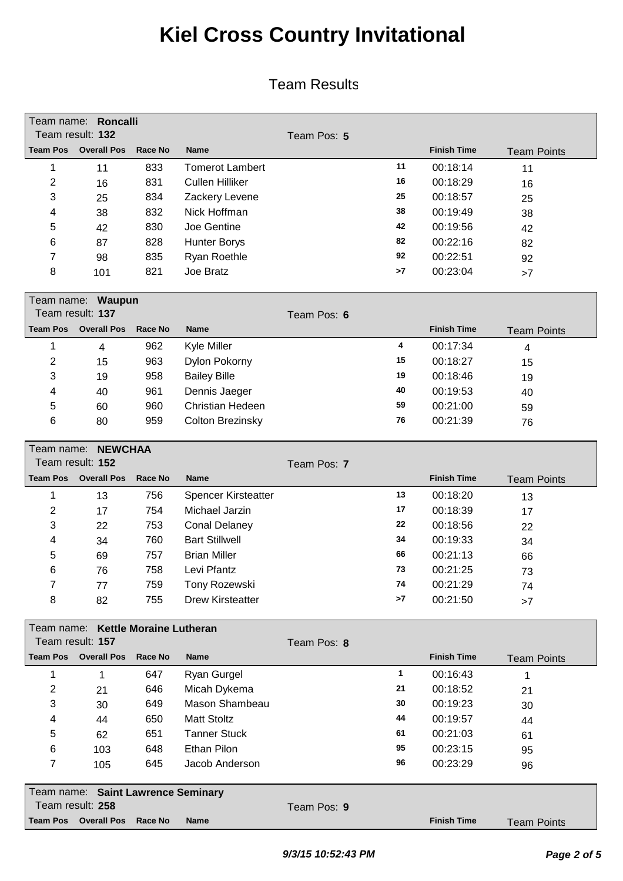# Kiel Cross Country Invitational

## Team Results

Team name: **Roncalli**
Team result: **132**
Team Pos: **5**

| Team Pos | Overall Pos | Race No | Name | | Finish Time | Team Points |
|---|---|---|---|---|---|---|
| 1 | 11 | 833 | Tomerot Lambert | 11 | 00:18:14 | 11 |
| 2 | 16 | 831 | Cullen Hilliker | 16 | 00:18:29 | 16 |
| 3 | 25 | 834 | Zackery Levene | 25 | 00:18:57 | 25 |
| 4 | 38 | 832 | Nick Hoffman | 38 | 00:19:49 | 38 |
| 5 | 42 | 830 | Joe Gentine | 42 | 00:19:56 | 42 |
| 6 | 87 | 828 | Hunter Borys | 82 | 00:22:16 | 82 |
| 7 | 98 | 835 | Ryan Roethle | 92 | 00:22:51 | 92 |
| 8 | 101 | 821 | Joe Bratz | >7 | 00:23:04 | >7 |

Team name: **Waupun**
Team result: **137**
Team Pos: **6**

| Team Pos | Overall Pos | Race No | Name | | Finish Time | Team Points |
|---|---|---|---|---|---|---|
| 1 | 4 | 962 | Kyle Miller | 4 | 00:17:34 | 4 |
| 2 | 15 | 963 | Dylon Pokorny | 15 | 00:18:27 | 15 |
| 3 | 19 | 958 | Bailey Bille | 19 | 00:18:46 | 19 |
| 4 | 40 | 961 | Dennis Jaeger | 40 | 00:19:53 | 40 |
| 5 | 60 | 960 | Christian Hedeen | 59 | 00:21:00 | 59 |
| 6 | 80 | 959 | Colton Brezinsky | 76 | 00:21:39 | 76 |

Team name: **NEWCHAA**
Team result: **152**
Team Pos: **7**

| Team Pos | Overall Pos | Race No | Name | | Finish Time | Team Points |
|---|---|---|---|---|---|---|
| 1 | 13 | 756 | Spencer Kirsteatter | 13 | 00:18:20 | 13 |
| 2 | 17 | 754 | Michael Jarzin | 17 | 00:18:39 | 17 |
| 3 | 22 | 753 | Conal Delaney | 22 | 00:18:56 | 22 |
| 4 | 34 | 760 | Bart Stillwell | 34 | 00:19:33 | 34 |
| 5 | 69 | 757 | Brian Miller | 66 | 00:21:13 | 66 |
| 6 | 76 | 758 | Levi Pfantz | 73 | 00:21:25 | 73 |
| 7 | 77 | 759 | Tony Rozewski | 74 | 00:21:29 | 74 |
| 8 | 82 | 755 | Drew Kirsteatter | >7 | 00:21:50 | >7 |

Team name: **Kettle Moraine Lutheran**
Team result: **157**
Team Pos: **8**

| Team Pos | Overall Pos | Race No | Name | | Finish Time | Team Points |
|---|---|---|---|---|---|---|
| 1 | 1 | 647 | Ryan Gurgel | 1 | 00:16:43 | 1 |
| 2 | 21 | 646 | Micah Dykema | 21 | 00:18:52 | 21 |
| 3 | 30 | 649 | Mason Shambeau | 30 | 00:19:23 | 30 |
| 4 | 44 | 650 | Matt Stoltz | 44 | 00:19:57 | 44 |
| 5 | 62 | 651 | Tanner Stuck | 61 | 00:21:03 | 61 |
| 6 | 103 | 648 | Ethan Pilon | 95 | 00:23:15 | 95 |
| 7 | 105 | 645 | Jacob Anderson | 96 | 00:23:29 | 96 |

Team name: **Saint Lawrence Seminary**
Team result: **258**
Team Pos: **9**

| Team Pos | Overall Pos | Race No | Name | | Finish Time | Team Points |
|---|---|---|---|---|---|---|

*9/3/15 10:52:43 PM*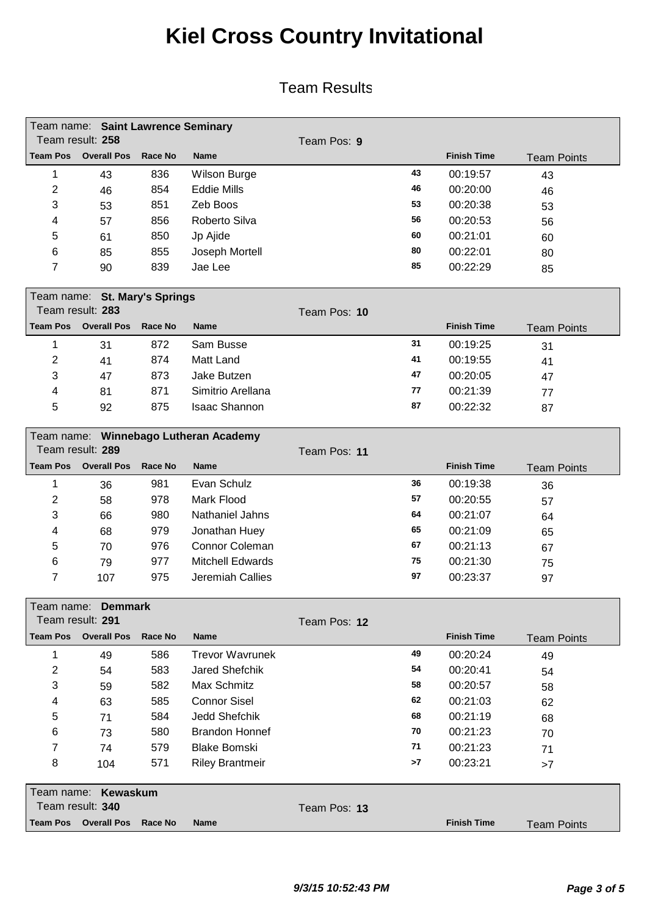# Kiel Cross Country Invitational

## Team Results

Team name: **Saint Lawrence Seminary**
Team result: **258** Team Pos: **9**

| Team Pos | Overall Pos | Race No | Name | | Finish Time | Team Points |
|---|---|---|---|---|---|---|
| 1 | 43 | 836 | Wilson Burge | 43 | 00:19:57 | 43 |
| 2 | 46 | 854 | Eddie Mills | 46 | 00:20:00 | 46 |
| 3 | 53 | 851 | Zeb Boos | 53 | 00:20:38 | 53 |
| 4 | 57 | 856 | Roberto Silva | 56 | 00:20:53 | 56 |
| 5 | 61 | 850 | Jp Ajide | 60 | 00:21:01 | 60 |
| 6 | 85 | 855 | Joseph Mortell | 80 | 00:22:01 | 80 |
| 7 | 90 | 839 | Jae Lee | 85 | 00:22:29 | 85 |

Team name: **St. Mary's Springs**
Team result: **283** Team Pos: **10**

| Team Pos | Overall Pos | Race No | Name | | Finish Time | Team Points |
|---|---|---|---|---|---|---|
| 1 | 31 | 872 | Sam Busse | 31 | 00:19:25 | 31 |
| 2 | 41 | 874 | Matt Land | 41 | 00:19:55 | 41 |
| 3 | 47 | 873 | Jake Butzen | 47 | 00:20:05 | 47 |
| 4 | 81 | 871 | Simitrio Arellana | 77 | 00:21:39 | 77 |
| 5 | 92 | 875 | Isaac Shannon | 87 | 00:22:32 | 87 |

Team name: **Winnebago Lutheran Academy**
Team result: **289** Team Pos: **11**

| Team Pos | Overall Pos | Race No | Name | | Finish Time | Team Points |
|---|---|---|---|---|---|---|
| 1 | 36 | 981 | Evan Schulz | 36 | 00:19:38 | 36 |
| 2 | 58 | 978 | Mark Flood | 57 | 00:20:55 | 57 |
| 3 | 66 | 980 | Nathaniel Jahns | 64 | 00:21:07 | 64 |
| 4 | 68 | 979 | Jonathan Huey | 65 | 00:21:09 | 65 |
| 5 | 70 | 976 | Connor Coleman | 67 | 00:21:13 | 67 |
| 6 | 79 | 977 | Mitchell Edwards | 75 | 00:21:30 | 75 |
| 7 | 107 | 975 | Jeremiah Callies | 97 | 00:23:37 | 97 |

Team name: **Demmark**
Team result: **291** Team Pos: **12**

| Team Pos | Overall Pos | Race No | Name | | Finish Time | Team Points |
|---|---|---|---|---|---|---|
| 1 | 49 | 586 | Trevor Wavrunek | 49 | 00:20:24 | 49 |
| 2 | 54 | 583 | Jared Shefchik | 54 | 00:20:41 | 54 |
| 3 | 59 | 582 | Max Schmitz | 58 | 00:20:57 | 58 |
| 4 | 63 | 585 | Connor Sisel | 62 | 00:21:03 | 62 |
| 5 | 71 | 584 | Jedd Shefchik | 68 | 00:21:19 | 68 |
| 6 | 73 | 580 | Brandon Honnef | 70 | 00:21:23 | 70 |
| 7 | 74 | 579 | Blake Bomski | 71 | 00:21:23 | 71 |
| 8 | 104 | 571 | Riley Brantmeir | >7 | 00:23:21 | >7 |

Team name: **Kewaskum**
Team result: **340** Team Pos: **13**

| Team Pos | Overall Pos | Race No | Name | | Finish Time | Team Points |
|---|---|---|---|---|---|---|

*9/3/15 10:52:43 PM*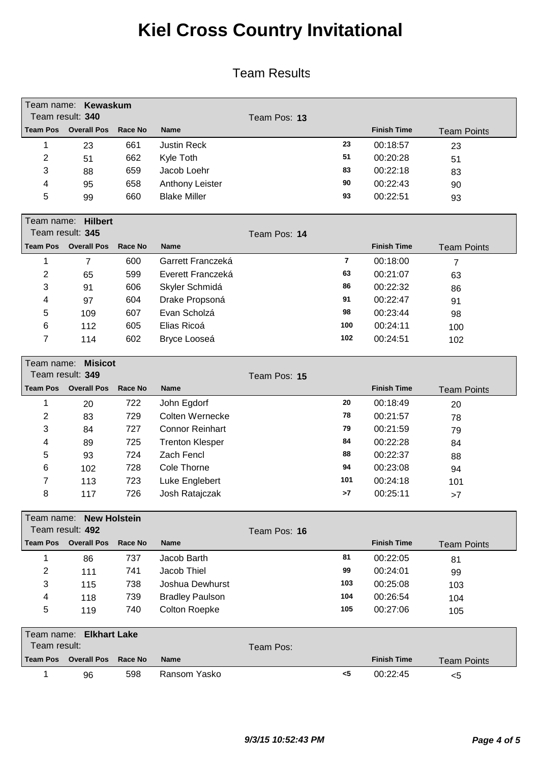# Kiel Cross Country Invitational

## Team Results

**Team name: Kewaskum**
Team result: **340** — Team Pos: **13**

| Team Pos | Overall Pos | Race No | Name | | Finish Time | Team Points |
|---|---|---|---|---|---|---|
| 1 | 23 | 661 | Justin Reck | 23 | 00:18:57 | 23 |
| 2 | 51 | 662 | Kyle Toth | 51 | 00:20:28 | 51 |
| 3 | 88 | 659 | Jacob Loehr | 83 | 00:22:18 | 83 |
| 4 | 95 | 658 | Anthony Leister | 90 | 00:22:43 | 90 |
| 5 | 99 | 660 | Blake Miller | 93 | 00:22:51 | 93 |

**Team name: Hilbert**
Team result: **345** — Team Pos: **14**

| Team Pos | Overall Pos | Race No | Name | | Finish Time | Team Points |
|---|---|---|---|---|---|---|
| 1 | 7 | 600 | Garrett Franczeká | 7 | 00:18:00 | 7 |
| 2 | 65 | 599 | Everett Franczeká | 63 | 00:21:07 | 63 |
| 3 | 91 | 606 | Skyler Schmidá | 86 | 00:22:32 | 86 |
| 4 | 97 | 604 | Drake Propsoná | 91 | 00:22:47 | 91 |
| 5 | 109 | 607 | Evan Scholzá | 98 | 00:23:44 | 98 |
| 6 | 112 | 605 | Elias Ricoá | 100 | 00:24:11 | 100 |
| 7 | 114 | 602 | Bryce Looseá | 102 | 00:24:51 | 102 |

**Team name: Misicot**
Team result: **349** — Team Pos: **15**

| Team Pos | Overall Pos | Race No | Name | | Finish Time | Team Points |
|---|---|---|---|---|---|---|
| 1 | 20 | 722 | John Egdorf | 20 | 00:18:49 | 20 |
| 2 | 83 | 729 | Colten Wernecke | 78 | 00:21:57 | 78 |
| 3 | 84 | 727 | Connor Reinhart | 79 | 00:21:59 | 79 |
| 4 | 89 | 725 | Trenton Klesper | 84 | 00:22:28 | 84 |
| 5 | 93 | 724 | Zach Fencl | 88 | 00:22:37 | 88 |
| 6 | 102 | 728 | Cole Thorne | 94 | 00:23:08 | 94 |
| 7 | 113 | 723 | Luke Englebert | 101 | 00:24:18 | 101 |
| 8 | 117 | 726 | Josh Ratajczak | >7 | 00:25:11 | >7 |

**Team name: New Holstein**
Team result: **492** — Team Pos: **16**

| Team Pos | Overall Pos | Race No | Name | | Finish Time | Team Points |
|---|---|---|---|---|---|---|
| 1 | 86 | 737 | Jacob Barth | 81 | 00:22:05 | 81 |
| 2 | 111 | 741 | Jacob Thiel | 99 | 00:24:01 | 99 |
| 3 | 115 | 738 | Joshua Dewhurst | 103 | 00:25:08 | 103 |
| 4 | 118 | 739 | Bradley Paulson | 104 | 00:26:54 | 104 |
| 5 | 119 | 740 | Colton Roepke | 105 | 00:27:06 | 105 |

**Team name: Elkhart Lake**
Team result: — Team Pos:

| Team Pos | Overall Pos | Race No | Name | | Finish Time | Team Points |
|---|---|---|---|---|---|---|
| 1 | 96 | 598 | Ransom Yasko | <5 | 00:22:45 | <5 |

*9/3/15 10:52:43 PM*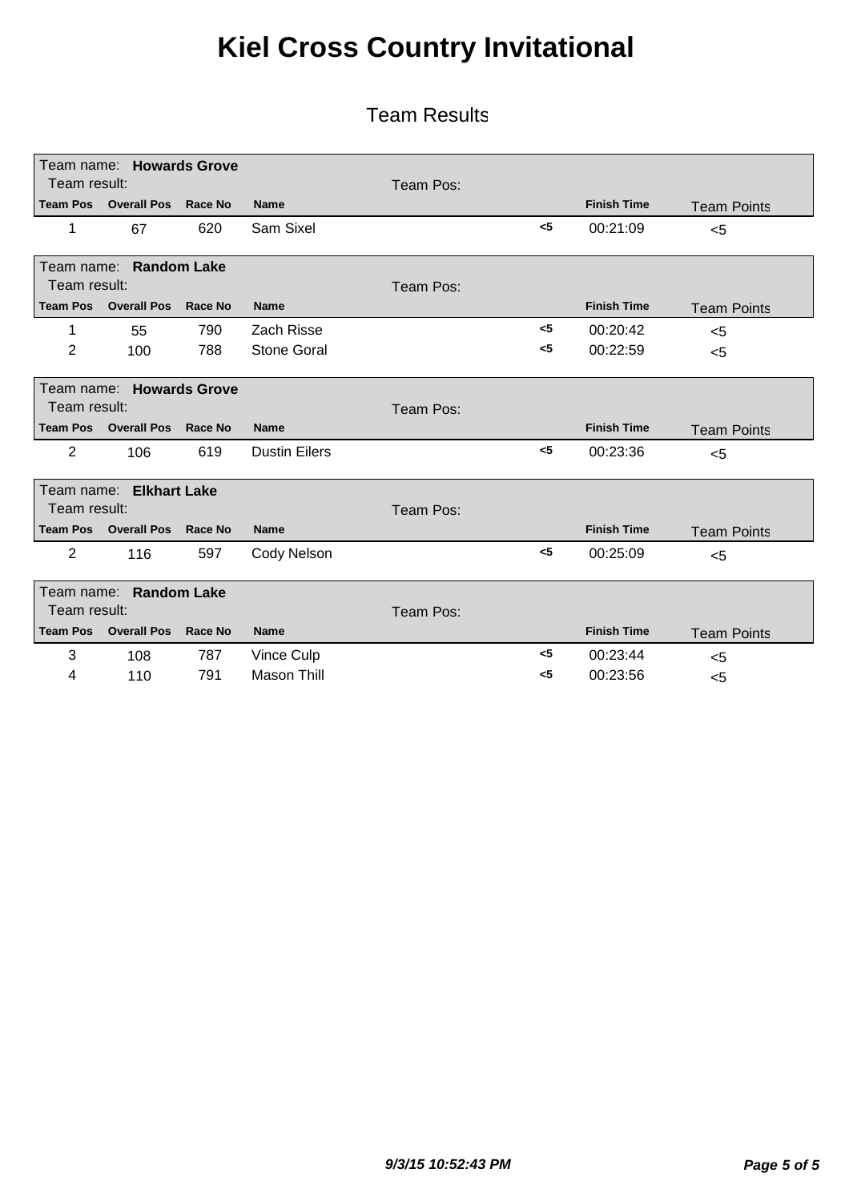# Kiel Cross Country Invitational

## Team Results

Team name: **Howards Grove**
Team result: Team Pos:

| Team Pos | Overall Pos | Race No | Name | | Finish Time | Team Points |
|---|---|---|---|---|---|---|
| 1 | 67 | 620 | Sam Sixel | <5 | 00:21:09 | <5 |

Team name: **Random Lake**
Team result: Team Pos:

| Team Pos | Overall Pos | Race No | Name | | Finish Time | Team Points |
|---|---|---|---|---|---|---|
| 1 | 55 | 790 | Zach Risse | <5 | 00:20:42 | <5 |
| 2 | 100 | 788 | Stone Goral | <5 | 00:22:59 | <5 |

Team name: **Howards Grove**
Team result: Team Pos:

| Team Pos | Overall Pos | Race No | Name | | Finish Time | Team Points |
|---|---|---|---|---|---|---|
| 2 | 106 | 619 | Dustin Eilers | <5 | 00:23:36 | <5 |

Team name: **Elkhart Lake**
Team result: Team Pos:

| Team Pos | Overall Pos | Race No | Name | | Finish Time | Team Points |
|---|---|---|---|---|---|---|
| 2 | 116 | 597 | Cody Nelson | <5 | 00:25:09 | <5 |

Team name: **Random Lake**
Team result: Team Pos:

| Team Pos | Overall Pos | Race No | Name | | Finish Time | Team Points |
|---|---|---|---|---|---|---|
| 3 | 108 | 787 | Vince Culp | <5 | 00:23:44 | <5 |
| 4 | 110 | 791 | Mason Thill | <5 | 00:23:56 | <5 |

***9/3/15 10:52:43 PM***